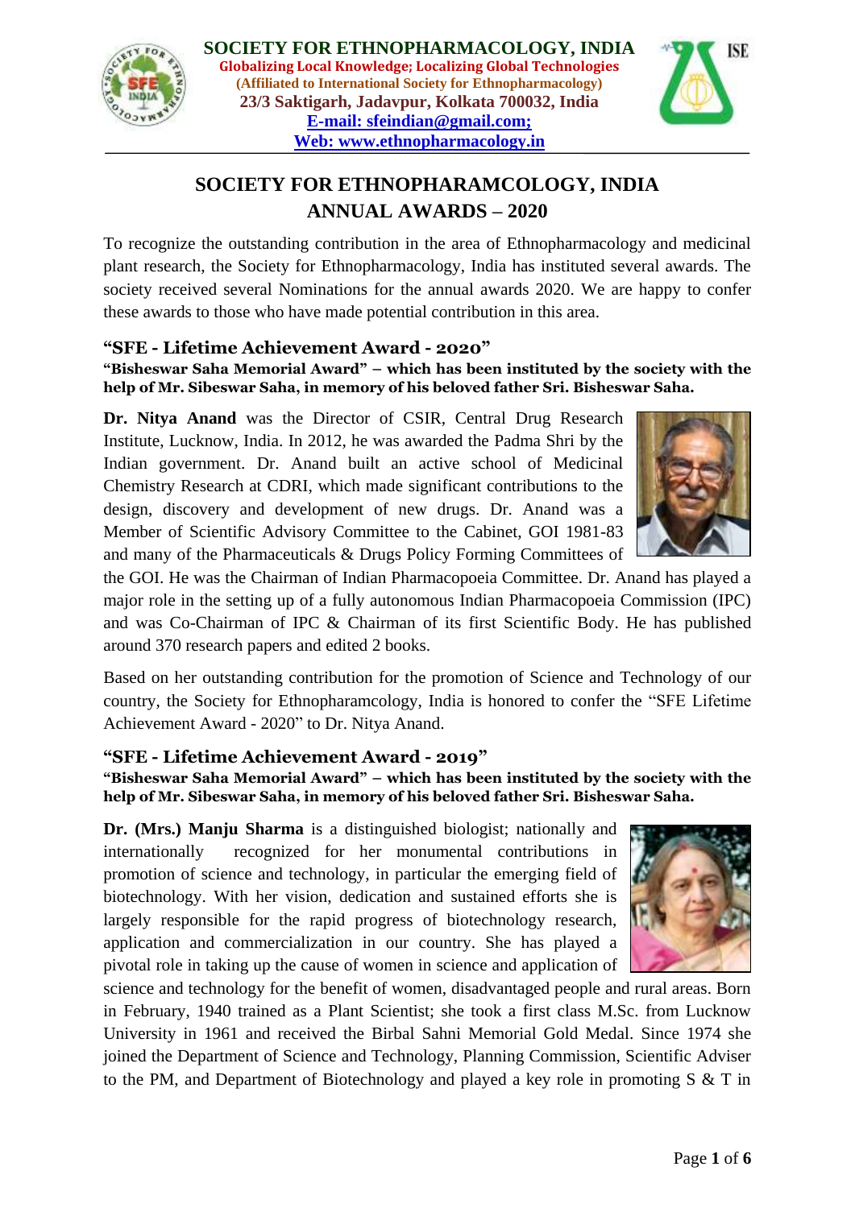**SOCIETY FOR ETHNOPHARMACOLOGY, INDIA**
**Globalizing Local Knowledge; Localizing Global Technologies**
**(Affiliated to International Society for Ethnopharmacology)**
**23/3 Saktigarh, Jadavpur, Kolkata 700032, India**
**E-mail: sfeindian@gmail.com;**
**Web: www.ethnopharmacology.in**

# SOCIETY FOR ETHNOPHARAMCOLOGY, INDIA
# ANNUAL AWARDS – 2020

To recognize the outstanding contribution in the area of Ethnopharmacology and medicinal plant research, the Society for Ethnopharmacology, India has instituted several awards. The society received several Nominations for the annual awards 2020. We are happy to confer these awards to those who have made potential contribution in this area.

## "SFE - Lifetime Achievement Award - 2020"

**"Bisheswar Saha Memorial Award" – which has been instituted by the society with the help of Mr. Sibeswar Saha, in memory of his beloved father Sri. Bisheswar Saha.**

**Dr. Nitya Anand** was the Director of CSIR, Central Drug Research Institute, Lucknow, India. In 2012, he was awarded the Padma Shri by the Indian government. Dr. Anand built an active school of Medicinal Chemistry Research at CDRI, which made significant contributions to the design, discovery and development of new drugs. Dr. Anand was a Member of Scientific Advisory Committee to the Cabinet, GOI 1981-83 and many of the Pharmaceuticals & Drugs Policy Forming Committees of the GOI. He was the Chairman of Indian Pharmacopoeia Committee. Dr. Anand has played a major role in the setting up of a fully autonomous Indian Pharmacopoeia Commission (IPC) and was Co-Chairman of IPC & Chairman of its first Scientific Body. He has published around 370 research papers and edited 2 books.

Based on her outstanding contribution for the promotion of Science and Technology of our country, the Society for Ethnopharamcology, India is honored to confer the "SFE Lifetime Achievement Award - 2020" to Dr. Nitya Anand.

## "SFE - Lifetime Achievement Award - 2019"

**"Bisheswar Saha Memorial Award" – which has been instituted by the society with the help of Mr. Sibeswar Saha, in memory of his beloved father Sri. Bisheswar Saha.**

**Dr. (Mrs.) Manju Sharma** is a distinguished biologist; nationally and internationally recognized for her monumental contributions in promotion of science and technology, in particular the emerging field of biotechnology. With her vision, dedication and sustained efforts she is largely responsible for the rapid progress of biotechnology research, application and commercialization in our country. She has played a pivotal role in taking up the cause of women in science and application of science and technology for the benefit of women, disadvantaged people and rural areas. Born in February, 1940 trained as a Plant Scientist; she took a first class M.Sc. from Lucknow University in 1961 and received the Birbal Sahni Memorial Gold Medal. Since 1974 she joined the Department of Science and Technology, Planning Commission, Scientific Adviser to the PM, and Department of Biotechnology and played a key role in promoting S & T in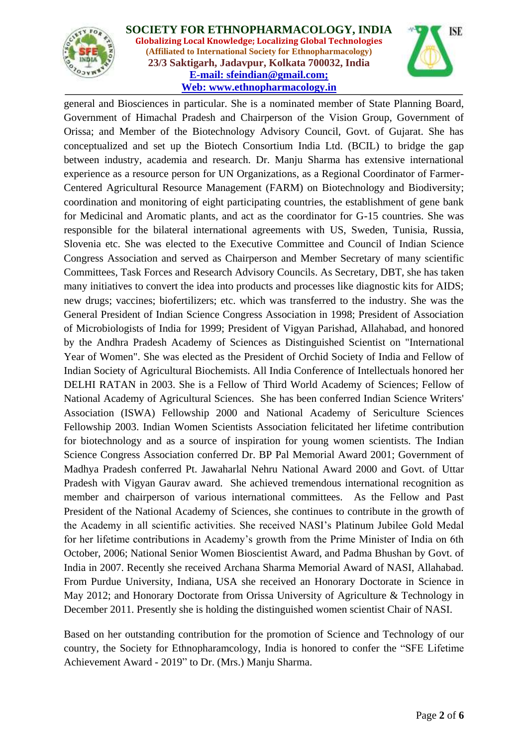general and Biosciences in particular. She is a nominated member of State Planning Board, Government of Himachal Pradesh and Chairperson of the Vision Group, Government of Orissa; and Member of the Biotechnology Advisory Council, Govt. of Gujarat. She has conceptualized and set up the Biotech Consortium India Ltd. (BCIL) to bridge the gap between industry, academia and research. Dr. Manju Sharma has extensive international experience as a resource person for UN Organizations, as a Regional Coordinator of Farmer-Centered Agricultural Resource Management (FARM) on Biotechnology and Biodiversity; coordination and monitoring of eight participating countries, the establishment of gene bank for Medicinal and Aromatic plants, and act as the coordinator for G-15 countries. She was responsible for the bilateral international agreements with US, Sweden, Tunisia, Russia, Slovenia etc. She was elected to the Executive Committee and Council of Indian Science Congress Association and served as Chairperson and Member Secretary of many scientific Committees, Task Forces and Research Advisory Councils. As Secretary, DBT, she has taken many initiatives to convert the idea into products and processes like diagnostic kits for AIDS; new drugs; vaccines; biofertilizers; etc. which was transferred to the industry. She was the General President of Indian Science Congress Association in 1998; President of Association of Microbiologists of India for 1999; President of Vigyan Parishad, Allahabad, and honored by the Andhra Pradesh Academy of Sciences as Distinguished Scientist on "International Year of Women". She was elected as the President of Orchid Society of India and Fellow of Indian Society of Agricultural Biochemists. All India Conference of Intellectuals honored her DELHI RATAN in 2003. She is a Fellow of Third World Academy of Sciences; Fellow of National Academy of Agricultural Sciences. She has been conferred Indian Science Writers' Association (ISWA) Fellowship 2000 and National Academy of Sericulture Sciences Fellowship 2003. Indian Women Scientists Association felicitated her lifetime contribution for biotechnology and as a source of inspiration for young women scientists. The Indian Science Congress Association conferred Dr. BP Pal Memorial Award 2001; Government of Madhya Pradesh conferred Pt. Jawaharlal Nehru National Award 2000 and Govt. of Uttar Pradesh with Vigyan Gaurav award. She achieved tremendous international recognition as member and chairperson of various international committees. As the Fellow and Past President of the National Academy of Sciences, she continues to contribute in the growth of the Academy in all scientific activities. She received NASI's Platinum Jubilee Gold Medal for her lifetime contributions in Academy's growth from the Prime Minister of India on 6th October, 2006; National Senior Women Bioscientist Award, and Padma Bhushan by Govt. of India in 2007. Recently she received Archana Sharma Memorial Award of NASI, Allahabad. From Purdue University, Indiana, USA she received an Honorary Doctorate in Science in May 2012; and Honorary Doctorate from Orissa University of Agriculture & Technology in December 2011. Presently she is holding the distinguished women scientist Chair of NASI.

Based on her outstanding contribution for the promotion of Science and Technology of our country, the Society for Ethnopharamcology, India is honored to confer the "SFE Lifetime Achievement Award - 2019" to Dr. (Mrs.) Manju Sharma.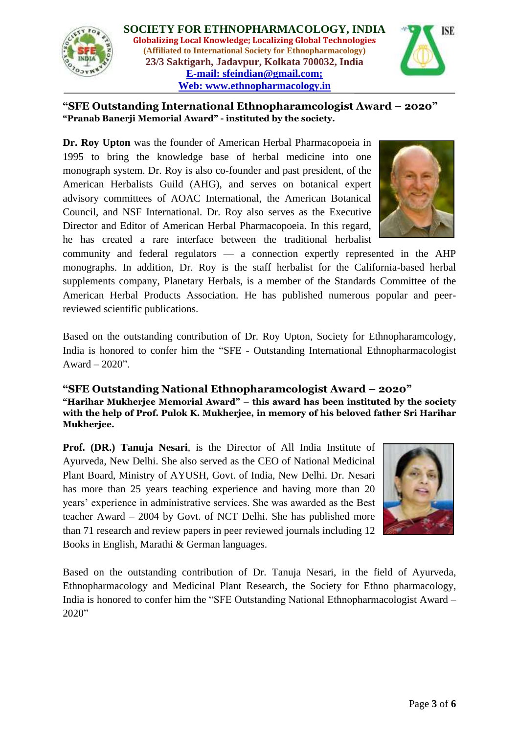**SOCIETY FOR ETHNOPHARMACOLOGY, INDIA**
**Globalizing Local Knowledge; Localizing Global Technologies**
**(Affiliated to International Society for Ethnopharmacology)**
**23/3 Saktigarh, Jadavpur, Kolkata 700032, India**
**E-mail: sfeindian@gmail.com;**
**Web: www.ethnopharmacology.in**

## "SFE Outstanding International Ethnopharamcologist Award – 2020"

**"Pranab Banerji Memorial Award" - instituted by the society.**

**Dr. Roy Upton** was the founder of American Herbal Pharmacopoeia in 1995 to bring the knowledge base of herbal medicine into one monograph system. Dr. Roy is also co-founder and past president, of the American Herbalists Guild (AHG), and serves on botanical expert advisory committees of AOAC International, the American Botanical Council, and NSF International. Dr. Roy also serves as the Executive Director and Editor of American Herbal Pharmacopoeia. In this regard, he has created a rare interface between the traditional herbalist community and federal regulators — a connection expertly represented in the AHP monographs. In addition, Dr. Roy is the staff herbalist for the California-based herbal supplements company, Planetary Herbals, is a member of the Standards Committee of the American Herbal Products Association. He has published numerous popular and peer-reviewed scientific publications.

Based on the outstanding contribution of Dr. Roy Upton, Society for Ethnopharamcology, India is honored to confer him the "SFE - Outstanding International Ethnopharmacologist Award – 2020".

## "SFE Outstanding National Ethnopharamcologist Award – 2020"

**"Harihar Mukherjee Memorial Award" – this award has been instituted by the society with the help of Prof. Pulok K. Mukherjee, in memory of his beloved father Sri Harihar Mukherjee.**

**Prof. (DR.) Tanuja Nesari**, is the Director of All India Institute of Ayurveda, New Delhi. She also served as the CEO of National Medicinal Plant Board, Ministry of AYUSH, Govt. of India, New Delhi. Dr. Nesari has more than 25 years teaching experience and having more than 20 years' experience in administrative services. She was awarded as the Best teacher Award – 2004 by Govt. of NCT Delhi. She has published more than 71 research and review papers in peer reviewed journals including 12 Books in English, Marathi & German languages.

Based on the outstanding contribution of Dr. Tanuja Nesari, in the field of Ayurveda, Ethnopharmacology and Medicinal Plant Research, the Society for Ethno pharmacology, India is honored to confer him the "SFE Outstanding National Ethnopharmacologist Award – 2020"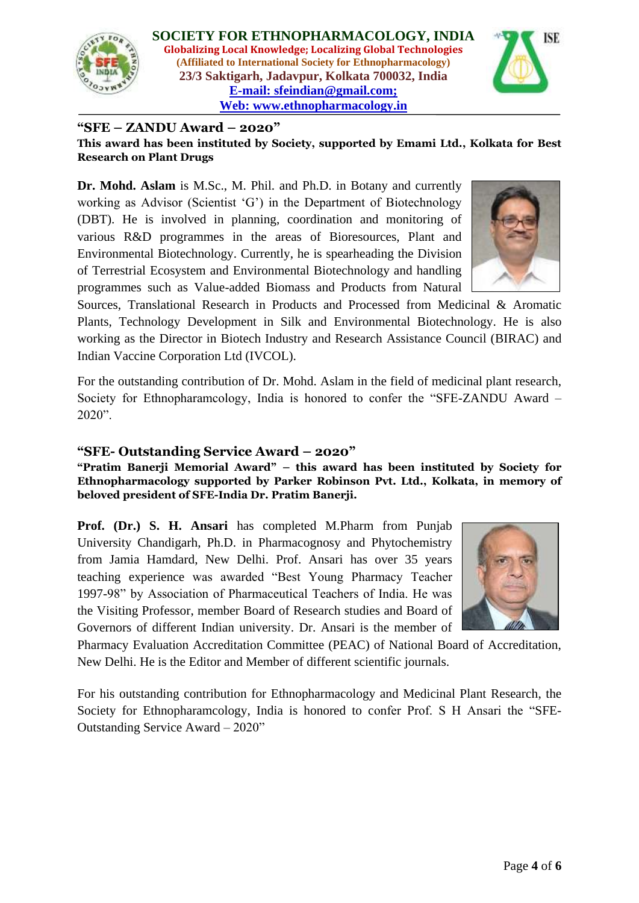# SOCIETY FOR ETHNOPHARMACOLOGY, INDIA

**Globalizing Local Knowledge; Localizing Global Technologies**

**(Affiliated to International Society for Ethnopharmacology)**

**23/3 Saktigarh, Jadavpur, Kolkata 700032, India**

**E-mail: sfeindian@gmail.com;**

**Web: www.ethnopharmacology.in**

## "SFE – ZANDU Award – 2020"

**This award has been instituted by Society, supported by Emami Ltd., Kolkata for Best Research on Plant Drugs**

**Dr. Mohd. Aslam** is M.Sc., M. Phil. and Ph.D. in Botany and currently working as Advisor (Scientist 'G') in the Department of Biotechnology (DBT). He is involved in planning, coordination and monitoring of various R&D programmes in the areas of Bioresources, Plant and Environmental Biotechnology. Currently, he is spearheading the Division of Terrestrial Ecosystem and Environmental Biotechnology and handling programmes such as Value-added Biomass and Products from Natural Sources, Translational Research in Products and Processed from Medicinal & Aromatic Plants, Technology Development in Silk and Environmental Biotechnology. He is also working as the Director in Biotech Industry and Research Assistance Council (BIRAC) and Indian Vaccine Corporation Ltd (IVCOL).

For the outstanding contribution of Dr. Mohd. Aslam in the field of medicinal plant research, Society for Ethnopharamcology, India is honored to confer the "SFE-ZANDU Award – 2020".

## "SFE- Outstanding Service Award – 2020"

**"Pratim Banerji Memorial Award" – this award has been instituted by Society for Ethnopharmacology supported by Parker Robinson Pvt. Ltd., Kolkata, in memory of beloved president of SFE-India Dr. Pratim Banerji.**

**Prof. (Dr.) S. H. Ansari** has completed M.Pharm from Punjab University Chandigarh, Ph.D. in Pharmacognosy and Phytochemistry from Jamia Hamdard, New Delhi. Prof. Ansari has over 35 years teaching experience was awarded "Best Young Pharmacy Teacher 1997-98" by Association of Pharmaceutical Teachers of India. He was the Visiting Professor, member Board of Research studies and Board of Governors of different Indian university. Dr. Ansari is the member of Pharmacy Evaluation Accreditation Committee (PEAC) of National Board of Accreditation, New Delhi. He is the Editor and Member of different scientific journals.

For his outstanding contribution for Ethnopharmacology and Medicinal Plant Research, the Society for Ethnopharamcology, India is honored to confer Prof. S H Ansari the "SFE-Outstanding Service Award – 2020"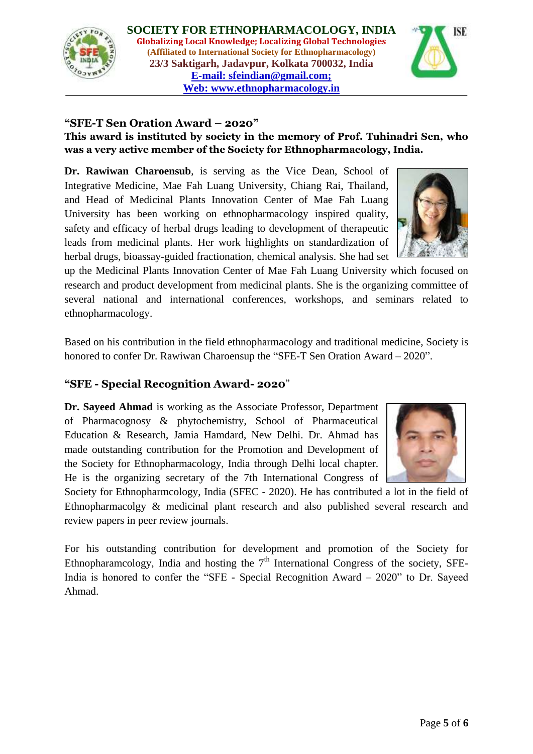# SOCIETY FOR ETHNOPHARMACOLOGY, INDIA

**Globalizing Local Knowledge; Localizing Global Technologies**

**(Affiliated to International Society for Ethnopharmacology)**

**23/3 Saktigarh, Jadavpur, Kolkata 700032, India**

**E-mail: sfeindian@gmail.com;**

**Web: www.ethnopharmacology.in**

---

## "SFE-T Sen Oration Award – 2020"

**This award is instituted by society in the memory of Prof. Tuhinadri Sen, who was a very active member of the Society for Ethnopharmacology, India.**

**Dr. Rawiwan Charoensub**, is serving as the Vice Dean, School of Integrative Medicine, Mae Fah Luang University, Chiang Rai, Thailand, and Head of Medicinal Plants Innovation Center of Mae Fah Luang University has been working on ethnopharmacology inspired quality, safety and efficacy of herbal drugs leading to development of therapeutic leads from medicinal plants. Her work highlights on standardization of herbal drugs, bioassay-guided fractionation, chemical analysis. She had set up the Medicinal Plants Innovation Center of Mae Fah Luang University which focused on research and product development from medicinal plants. She is the organizing committee of several national and international conferences, workshops, and seminars related to ethnopharmacology.

Based on his contribution in the field ethnopharmacology and traditional medicine, Society is honored to confer Dr. Rawiwan Charoensup the "SFE-T Sen Oration Award – 2020".

## "SFE - Special Recognition Award- 2020"

**Dr. Sayeed Ahmad** is working as the Associate Professor, Department of Pharmacognosy & phytochemistry, School of Pharmaceutical Education & Research, Jamia Hamdard, New Delhi. Dr. Ahmad has made outstanding contribution for the Promotion and Development of the Society for Ethnopharmacology, India through Delhi local chapter. He is the organizing secretary of the 7th International Congress of Society for Ethnopharmcology, India (SFEC - 2020). He has contributed a lot in the field of Ethnopharmacolgy & medicinal plant research and also published several research and review papers in peer review journals.

For his outstanding contribution for development and promotion of the Society for Ethnopharamcology, India and hosting the 7th International Congress of the society, SFE-India is honored to confer the "SFE - Special Recognition Award – 2020" to Dr. Sayeed Ahmad.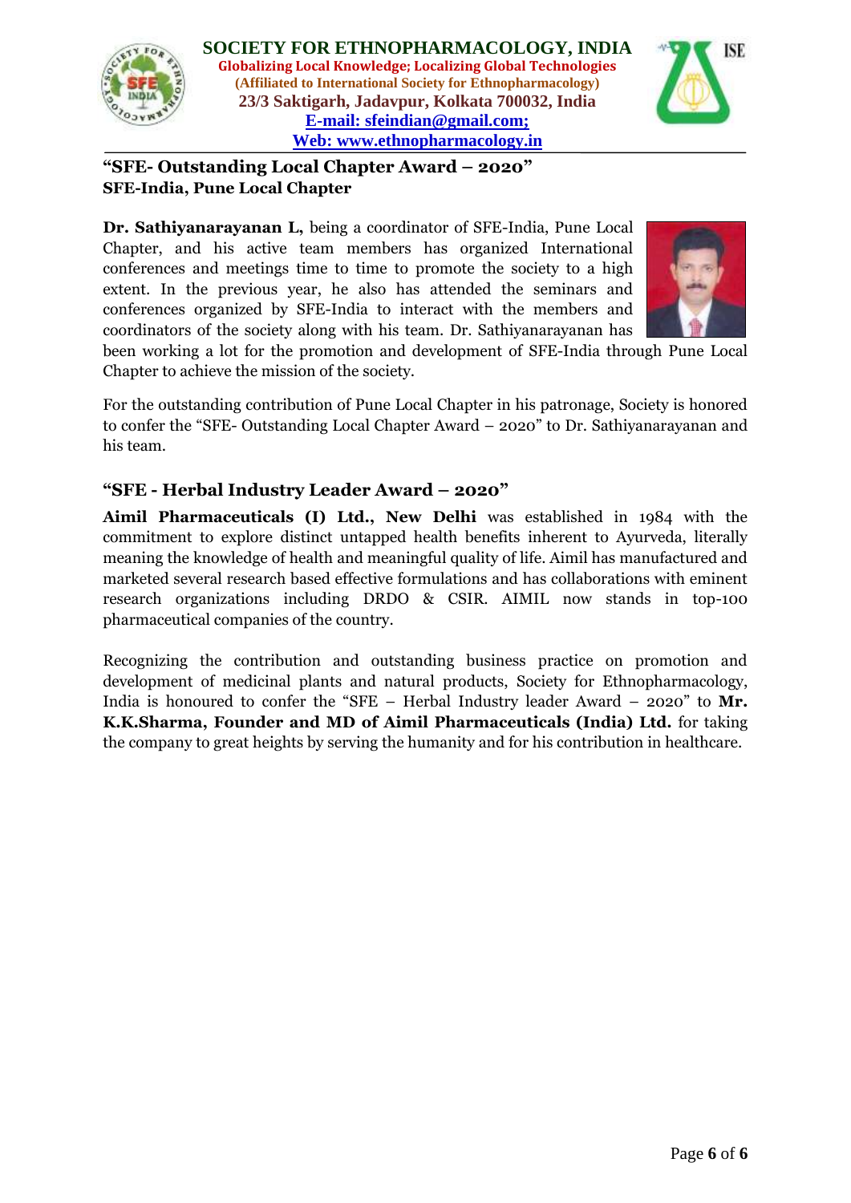# SOCIETY FOR ETHNOPHARMACOLOGY, INDIA

**Globalizing Local Knowledge; Localizing Global Technologies**

**(Affiliated to International Society for Ethnopharmacology)**

**23/3 Saktigarh, Jadavpur, Kolkata 700032, India**

**E-mail: sfeindian@gmail.com;**

**Web: www.ethnopharmacology.in**

## "SFE- Outstanding Local Chapter Award – 2020"

**SFE-India, Pune Local Chapter**

**Dr. Sathiyanarayanan L,** being a coordinator of SFE-India, Pune Local Chapter, and his active team members has organized International conferences and meetings time to time to promote the society to a high extent. In the previous year, he also has attended the seminars and conferences organized by SFE-India to interact with the members and coordinators of the society along with his team. Dr. Sathiyanarayanan has been working a lot for the promotion and development of SFE-India through Pune Local Chapter to achieve the mission of the society.

For the outstanding contribution of Pune Local Chapter in his patronage, Society is honored to confer the "SFE- Outstanding Local Chapter Award – 2020" to Dr. Sathiyanarayanan and his team.

## "SFE - Herbal Industry Leader Award – 2020"

**Aimil Pharmaceuticals (I) Ltd., New Delhi** was established in 1984 with the commitment to explore distinct untapped health benefits inherent to Ayurveda, literally meaning the knowledge of health and meaningful quality of life. Aimil has manufactured and marketed several research based effective formulations and has collaborations with eminent research organizations including DRDO & CSIR. AIMIL now stands in top-100 pharmaceutical companies of the country.

Recognizing the contribution and outstanding business practice on promotion and development of medicinal plants and natural products, Society for Ethnopharmacology, India is honoured to confer the "SFE – Herbal Industry leader Award – 2020" to **Mr. K.K.Sharma, Founder and MD of Aimil Pharmaceuticals (India) Ltd.** for taking the company to great heights by serving the humanity and for his contribution in healthcare.